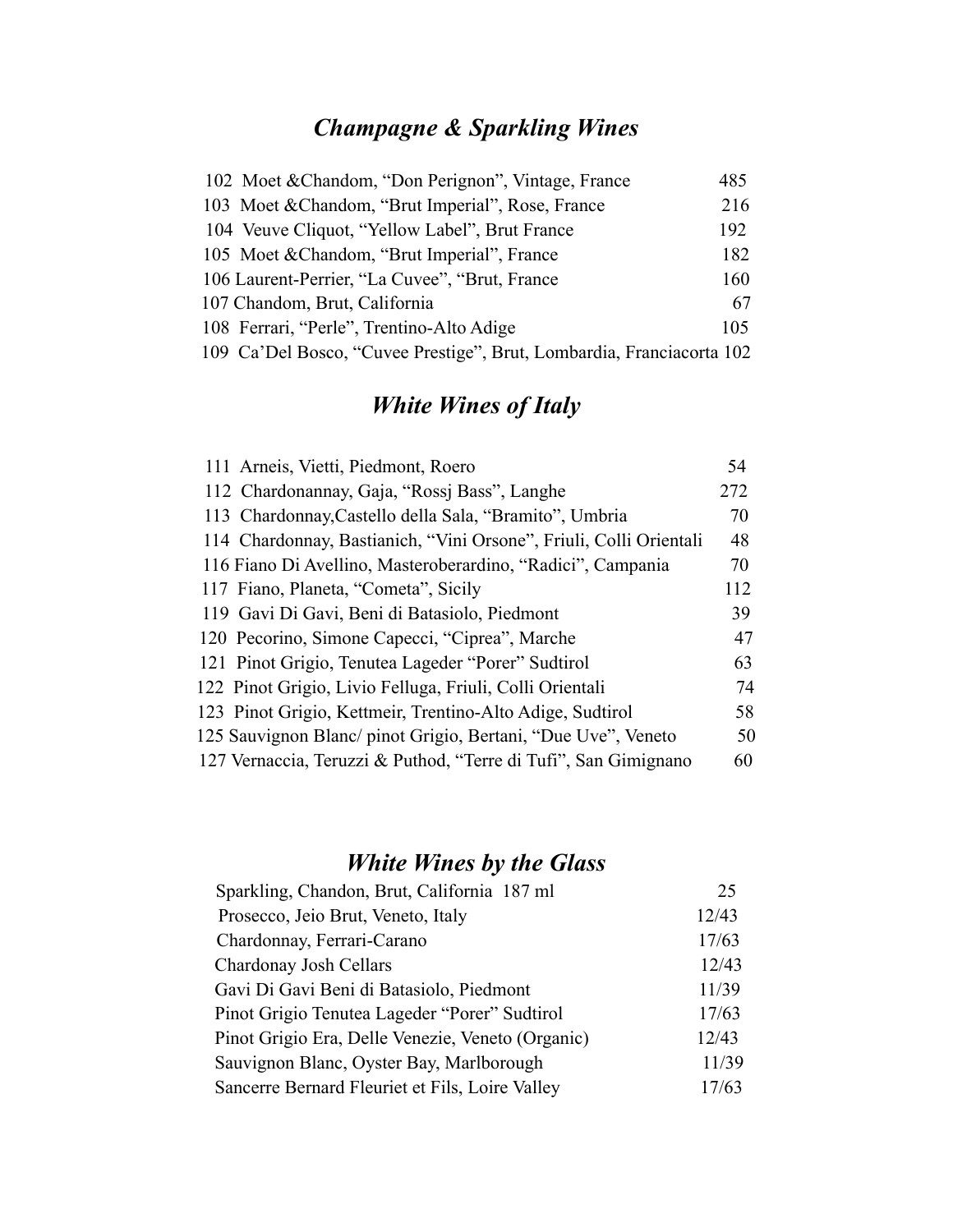## *Champagne & Sparkling Wines*

| | |
|---|---|
| 102 Moet &Chandom, "Don Perignon", Vintage, France | 485 |
| 103 Moet &Chandom, "Brut Imperial", Rose, France | 216 |
| 104 Veuve Cliquot, "Yellow Label", Brut France | 192 |
| 105 Moet &Chandom, "Brut Imperial", France | 182 |
| 106 Laurent-Perrier, "La Cuvee", "Brut, France | 160 |
| 107 Chandom, Brut, California | 67 |
| 108 Ferrari, "Perle", Trentino-Alto Adige | 105 |
| 109 Ca'Del Bosco, "Cuvee Prestige", Brut, Lombardia, Franciacorta | 102 |

## *White Wines of Italy*

| | |
|---|---|
| 111 Arneis, Vietti, Piedmont, Roero | 54 |
| 112 Chardonannay, Gaja, "Rossj Bass", Langhe | 272 |
| 113 Chardonnay,Castello della Sala, "Bramito", Umbria | 70 |
| 114 Chardonnay, Bastianich, "Vini Orsone", Friuli, Colli Orientali | 48 |
| 116 Fiano Di Avellino, Masteroberardino, "Radici", Campania | 70 |
| 117 Fiano, Planeta, "Cometa", Sicily | 112 |
| 119 Gavi Di Gavi, Beni di Batasiolo, Piedmont | 39 |
| 120 Pecorino, Simone Capecci, "Ciprea", Marche | 47 |
| 121 Pinot Grigio, Tenutea Lageder "Porer" Sudtirol | 63 |
| 122 Pinot Grigio, Livio Felluga, Friuli, Colli Orientali | 74 |
| 123 Pinot Grigio, Kettmeir, Trentino-Alto Adige, Sudtirol | 58 |
| 125 Sauvignon Blanc/ pinot Grigio, Bertani, "Due Uve", Veneto | 50 |
| 127 Vernaccia, Teruzzi & Puthod, "Terre di Tufi", San Gimignano | 60 |

## *White Wines by the Glass*

| | |
|---|---|
| Sparkling, Chandon, Brut, California 187 ml | 25 |
| Prosecco, Jeio Brut, Veneto, Italy | 12/43 |
| Chardonnay, Ferrari-Carano | 17/63 |
| Chardonay Josh Cellars | 12/43 |
| Gavi Di Gavi Beni di Batasiolo, Piedmont | 11/39 |
| Pinot Grigio Tenutea Lageder "Porer" Sudtirol | 17/63 |
| Pinot Grigio Era, Delle Venezie, Veneto (Organic) | 12/43 |
| Sauvignon Blanc, Oyster Bay, Marlborough | 11/39 |
| Sancerre Bernard Fleuriet et Fils, Loire Valley | 17/63 |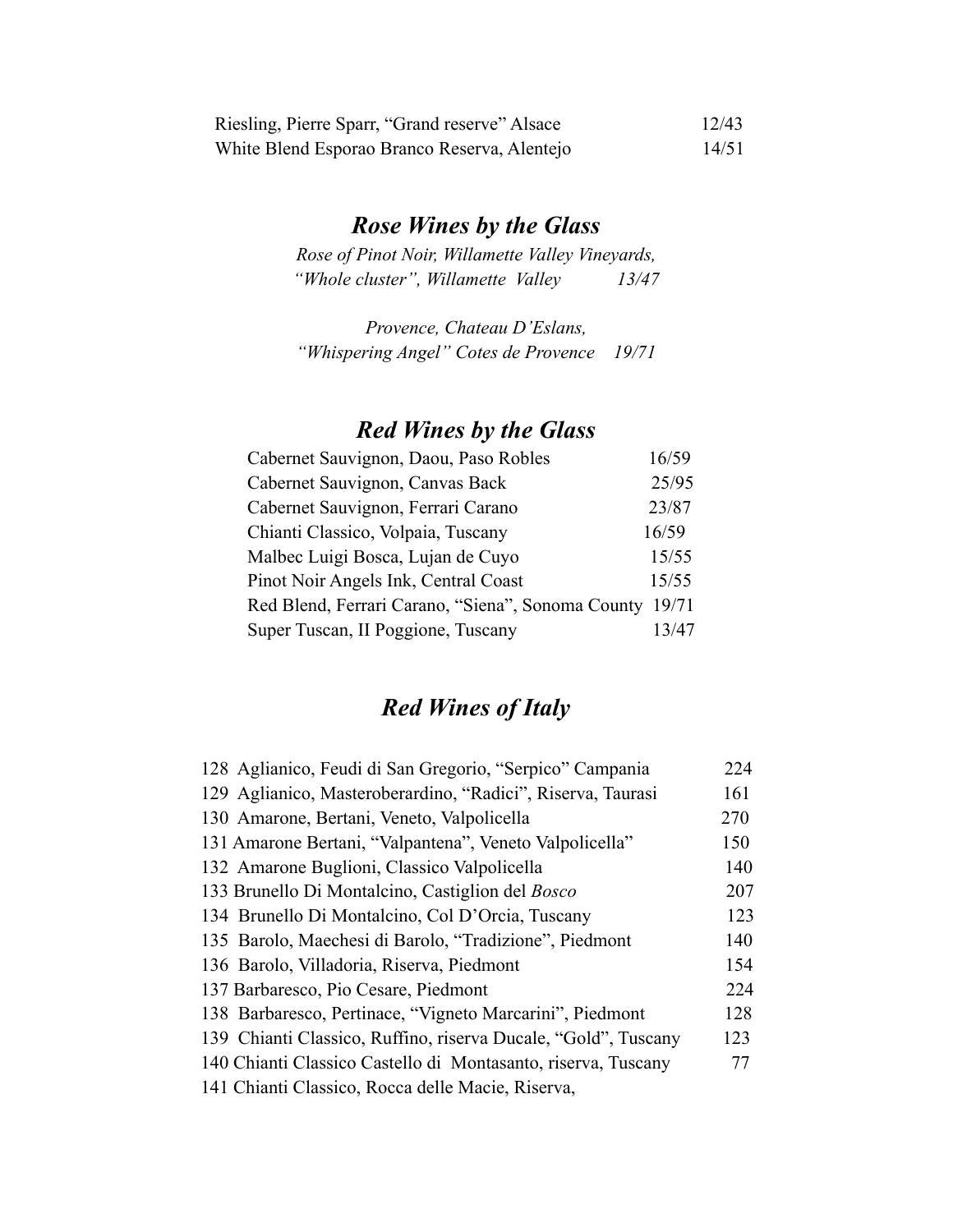Riesling, Pierre Sparr, "Grand reserve" Alsace 12/43
White Blend Esporao Branco Reserva, Alentejo 14/51

## *Rose Wines by the Glass*

*Rose of Pinot Noir, Willamette Valley Vineyards, "Whole cluster", Willamette Valley 13/47*

*Provence, Chateau D'Eslans, "Whispering Angel" Cotes de Provence 19/71*

## *Red Wines by the Glass*

| | |
|---|---|
| Cabernet Sauvignon, Daou, Paso Robles | 16/59 |
| Cabernet Sauvignon, Canvas Back | 25/95 |
| Cabernet Sauvignon, Ferrari Carano | 23/87 |
| Chianti Classico, Volpaia, Tuscany | 16/59 |
| Malbec Luigi Bosca, Lujan de Cuyo | 15/55 |
| Pinot Noir Angels Ink, Central Coast | 15/55 |
| Red Blend, Ferrari Carano, "Siena", Sonoma County | 19/71 |
| Super Tuscan, II Poggione, Tuscany | 13/47 |

## *Red Wines of Italy*

| | | |
|---|---|---|
| 128 | Aglianico, Feudi di San Gregorio, "Serpico" Campania | 224 |
| 129 | Aglianico, Masteroberardino, "Radici", Riserva, Taurasi | 161 |
| 130 | Amarone, Bertani, Veneto, Valpolicella | 270 |
| 131 | Amarone Bertani, "Valpantena", Veneto Valpolicella" | 150 |
| 132 | Amarone Buglioni, Classico Valpolicella | 140 |
| 133 | Brunello Di Montalcino, Castiglion del *Bosco* | 207 |
| 134 | Brunello Di Montalcino, Col D'Orcia, Tuscany | 123 |
| 135 | Barolo, Maechesi di Barolo, "Tradizione", Piedmont | 140 |
| 136 | Barolo, Villadoria, Riserva, Piedmont | 154 |
| 137 | Barbaresco, Pio Cesare, Piedmont | 224 |
| 138 | Barbaresco, Pertinace, "Vigneto Marcarini", Piedmont | 128 |
| 139 | Chianti Classico, Ruffino, riserva Ducale, "Gold", Tuscany | 123 |
| 140 | Chianti Classico Castello di Montasanto, riserva, Tuscany | 77 |
| 141 | Chianti Classico, Rocca delle Macie, Riserva, | |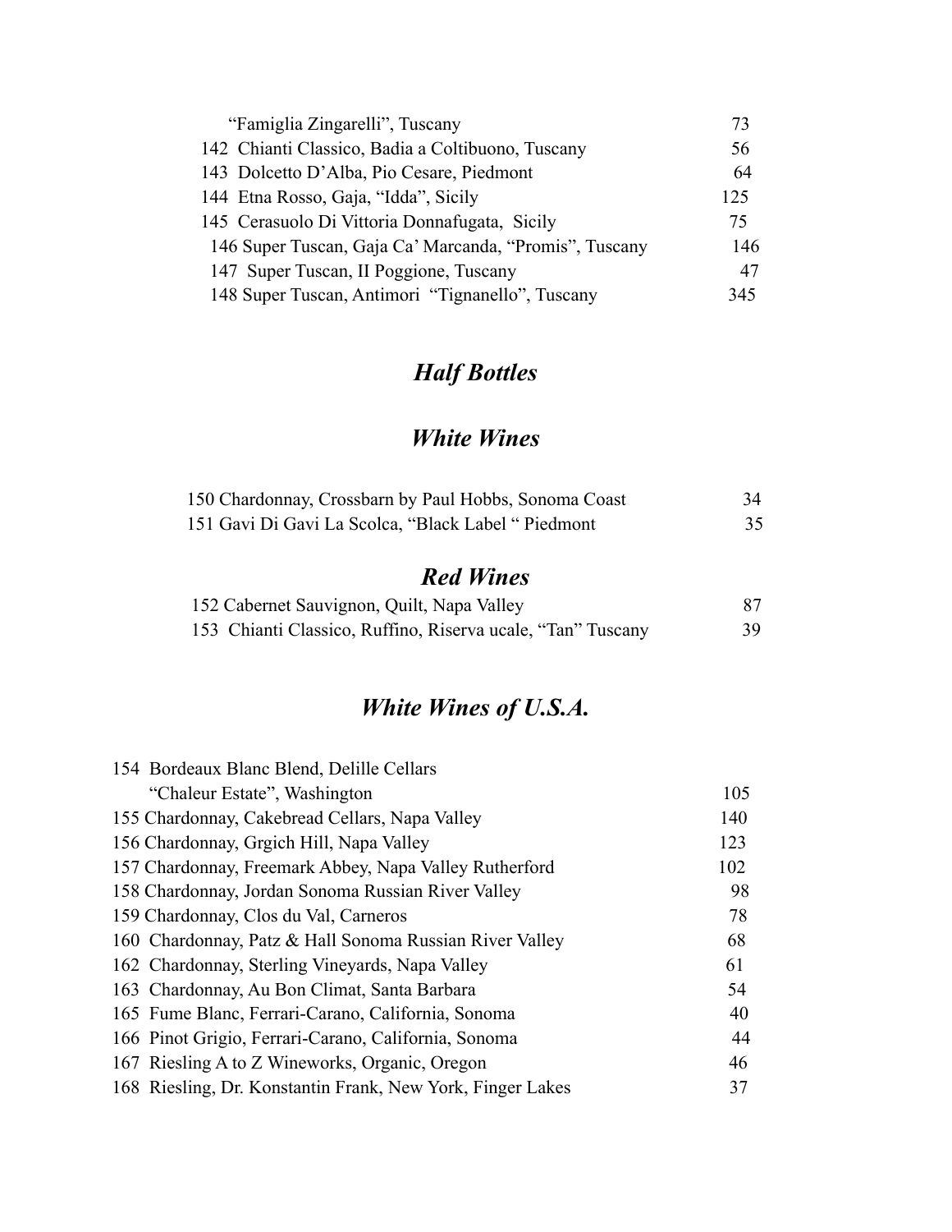| | |
|---|---|
| "Famiglia Zingarelli", Tuscany | 73 |
| 142 Chianti Classico, Badia a Coltibuono, Tuscany | 56 |
| 143 Dolcetto D'Alba, Pio Cesare, Piedmont | 64 |
| 144 Etna Rosso, Gaja, "Idda", Sicily | 125 |
| 145 Cerasuolo Di Vittoria Donnafugata, Sicily | 75 |
| 146 Super Tuscan, Gaja Ca' Marcanda, "Promis", Tuscany | 146 |
| 147 Super Tuscan, II Poggione, Tuscany | 47 |
| 148 Super Tuscan, Antimori "Tignanello", Tuscany | 345 |

## *Half Bottles*

### *White Wines*

| | |
|---|---|
| 150 Chardonnay, Crossbarn by Paul Hobbs, Sonoma Coast | 34 |
| 151 Gavi Di Gavi La Scolca, "Black Label " Piedmont | 35 |

### *Red Wines*

| | |
|---|---|
| 152 Cabernet Sauvignon, Quilt, Napa Valley | 87 |
| 153 Chianti Classico, Ruffino, Riserva ucale, "Tan" Tuscany | 39 |

## *White Wines of U.S.A.*

| | |
|---|---|
| 154 Bordeaux Blanc Blend, Delille Cellars "Chaleur Estate", Washington | 105 |
| 155 Chardonnay, Cakebread Cellars, Napa Valley | 140 |
| 156 Chardonnay, Grgich Hill, Napa Valley | 123 |
| 157 Chardonnay, Freemark Abbey, Napa Valley Rutherford | 102 |
| 158 Chardonnay, Jordan Sonoma Russian River Valley | 98 |
| 159 Chardonnay, Clos du Val, Carneros | 78 |
| 160 Chardonnay, Patz & Hall Sonoma Russian River Valley | 68 |
| 162 Chardonnay, Sterling Vineyards, Napa Valley | 61 |
| 163 Chardonnay, Au Bon Climat, Santa Barbara | 54 |
| 165 Fume Blanc, Ferrari-Carano, California, Sonoma | 40 |
| 166 Pinot Grigio, Ferrari-Carano, California, Sonoma | 44 |
| 167 Riesling A to Z Wineworks, Organic, Oregon | 46 |
| 168 Riesling, Dr. Konstantin Frank, New York, Finger Lakes | 37 |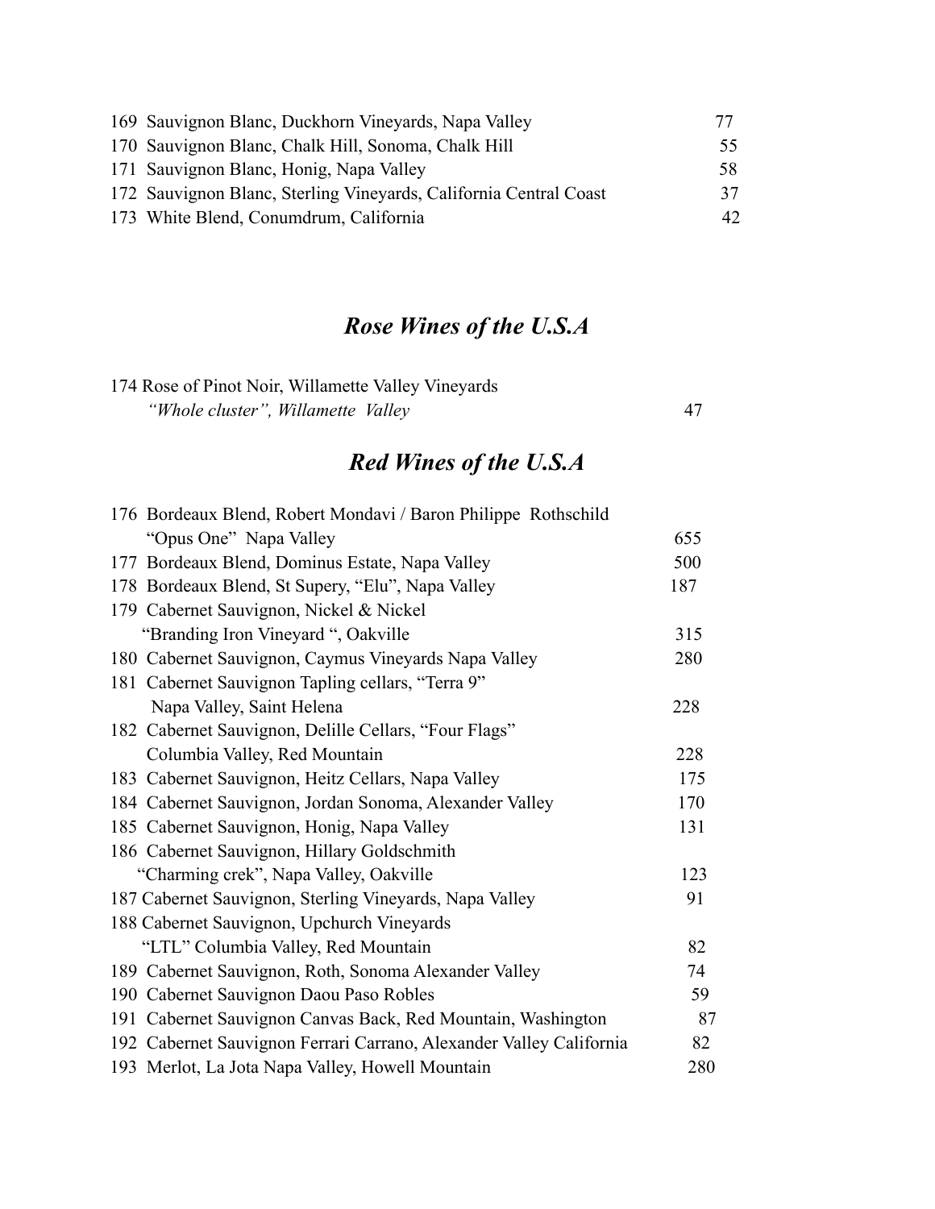169 Sauvignon Blanc, Duckhorn Vineyards, Napa Valley 77
170 Sauvignon Blanc, Chalk Hill, Sonoma, Chalk Hill 55
171 Sauvignon Blanc, Honig, Napa Valley 58
172 Sauvignon Blanc, Sterling Vineyards, California Central Coast 37
173 White Blend, Conumdrum, California 42

## *Rose Wines of the U.S.A*

174 Rose of Pinot Noir, Willamette Valley Vineyards
*"Whole cluster", Willamette Valley* 47

## *Red Wines of the U.S.A*

176 Bordeaux Blend, Robert Mondavi / Baron Philippe Rothschild
"Opus One" Napa Valley 655
177 Bordeaux Blend, Dominus Estate, Napa Valley 500
178 Bordeaux Blend, St Supery, "Elu", Napa Valley 187
179 Cabernet Sauvignon, Nickel & Nickel
"Branding Iron Vineyard ", Oakville 315
180 Cabernet Sauvignon, Caymus Vineyards Napa Valley 280
181 Cabernet Sauvignon Tapling cellars, "Terra 9"
Napa Valley, Saint Helena 228
182 Cabernet Sauvignon, Delille Cellars, "Four Flags"
Columbia Valley, Red Mountain 228
183 Cabernet Sauvignon, Heitz Cellars, Napa Valley 175
184 Cabernet Sauvignon, Jordan Sonoma, Alexander Valley 170
185 Cabernet Sauvignon, Honig, Napa Valley 131
186 Cabernet Sauvignon, Hillary Goldschmith
"Charming crek", Napa Valley, Oakville 123
187 Cabernet Sauvignon, Sterling Vineyards, Napa Valley 91
188 Cabernet Sauvignon, Upchurch Vineyards
"LTL" Columbia Valley, Red Mountain 82
189 Cabernet Sauvignon, Roth, Sonoma Alexander Valley 74
190 Cabernet Sauvignon Daou Paso Robles 59
191 Cabernet Sauvignon Canvas Back, Red Mountain, Washington 87
192 Cabernet Sauvignon Ferrari Carrano, Alexander Valley California 82
193 Merlot, La Jota Napa Valley, Howell Mountain 280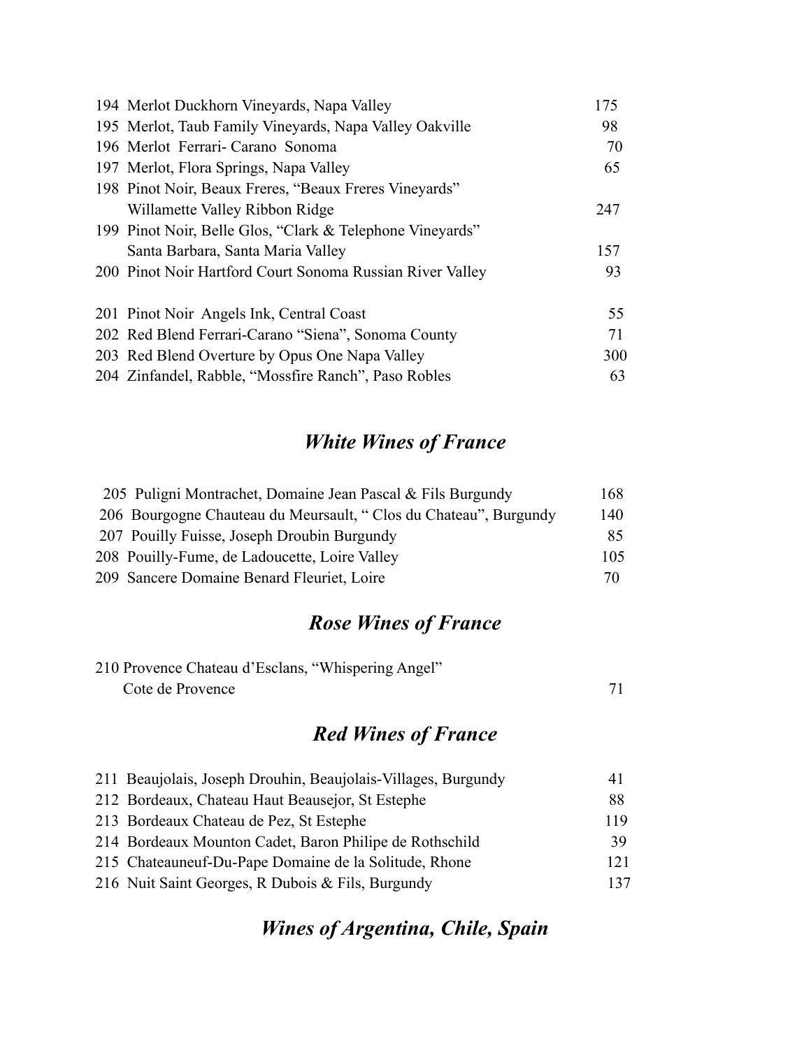| | | |
|---|---|---|
| 194 | Merlot Duckhorn Vineyards, Napa Valley | 175 |
| 195 | Merlot, Taub Family Vineyards, Napa Valley Oakville | 98 |
| 196 | Merlot Ferrari- Carano Sonoma | 70 |
| 197 | Merlot, Flora Springs, Napa Valley | 65 |
| 198 | Pinot Noir, Beaux Freres, "Beaux Freres Vineyards" Willamette Valley Ribbon Ridge | 247 |
| 199 | Pinot Noir, Belle Glos, "Clark & Telephone Vineyards" Santa Barbara, Santa Maria Valley | 157 |
| 200 | Pinot Noir Hartford Court Sonoma Russian River Valley | 93 |
| 201 | Pinot Noir Angels Ink, Central Coast | 55 |
| 202 | Red Blend Ferrari-Carano "Siena", Sonoma County | 71 |
| 203 | Red Blend Overture by Opus One Napa Valley | 300 |
| 204 | Zinfandel, Rabble, "Mossfire Ranch", Paso Robles | 63 |

## *White Wines of France*

| | | |
|---|---|---|
| 205 | Puligni Montrachet, Domaine Jean Pascal & Fils Burgundy | 168 |
| 206 | Bourgogne Chauteau du Meursault, " Clos du Chateau", Burgundy | 140 |
| 207 | Pouilly Fuisse, Joseph Droubin Burgundy | 85 |
| 208 | Pouilly-Fume, de Ladoucette, Loire Valley | 105 |
| 209 | Sancere Domaine Benard Fleuriet, Loire | 70 |

## *Rose Wines of France*

| | | |
|---|---|---|
| 210 | Provence Chateau d'Esclans, "Whispering Angel" Cote de Provence | 71 |

## *Red Wines of France*

| | | |
|---|---|---|
| 211 | Beaujolais, Joseph Drouhin, Beaujolais-Villages, Burgundy | 41 |
| 212 | Bordeaux, Chateau Haut Beausejor, St Estephe | 88 |
| 213 | Bordeaux Chateau de Pez, St Estephe | 119 |
| 214 | Bordeaux Mounton Cadet, Baron Philipe de Rothschild | 39 |
| 215 | Chateauneuf-Du-Pape Domaine de la Solitude, Rhone | 121 |
| 216 | Nuit Saint Georges, R Dubois & Fils, Burgundy | 137 |

## *Wines of Argentina, Chile, Spain*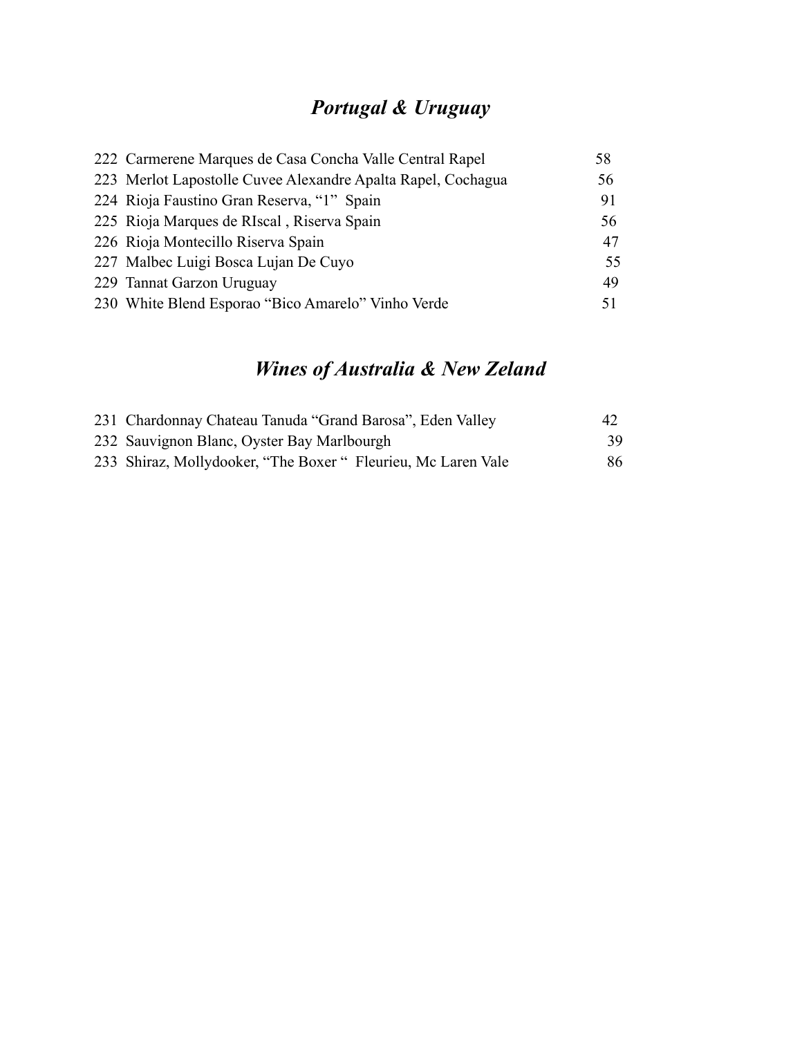## *Portugal & Uruguay*

| | | |
|---|---|---|
| 222 | Carmerene Marques de Casa Concha Valle Central Rapel | 58 |
| 223 | Merlot Lapostolle Cuvee Alexandre Apalta Rapel, Cochagua | 56 |
| 224 | Rioja Faustino Gran Reserva, “1” Spain | 91 |
| 225 | Rioja Marques de RIscal , Riserva Spain | 56 |
| 226 | Rioja Montecillo Riserva Spain | 47 |
| 227 | Malbec Luigi Bosca Lujan De Cuyo | 55 |
| 229 | Tannat Garzon Uruguay | 49 |
| 230 | White Blend Esporao “Bico Amarelo” Vinho Verde | 51 |

## *Wines of Australia & New Zeland*

| | | |
|---|---|---|
| 231 | Chardonnay Chateau Tanuda “Grand Barosa”, Eden Valley | 42 |
| 232 | Sauvignon Blanc, Oyster Bay Marlbourgh | 39 |
| 233 | Shiraz, Mollydooker, “The Boxer “ Fleurieu, Mc Laren Vale | 86 |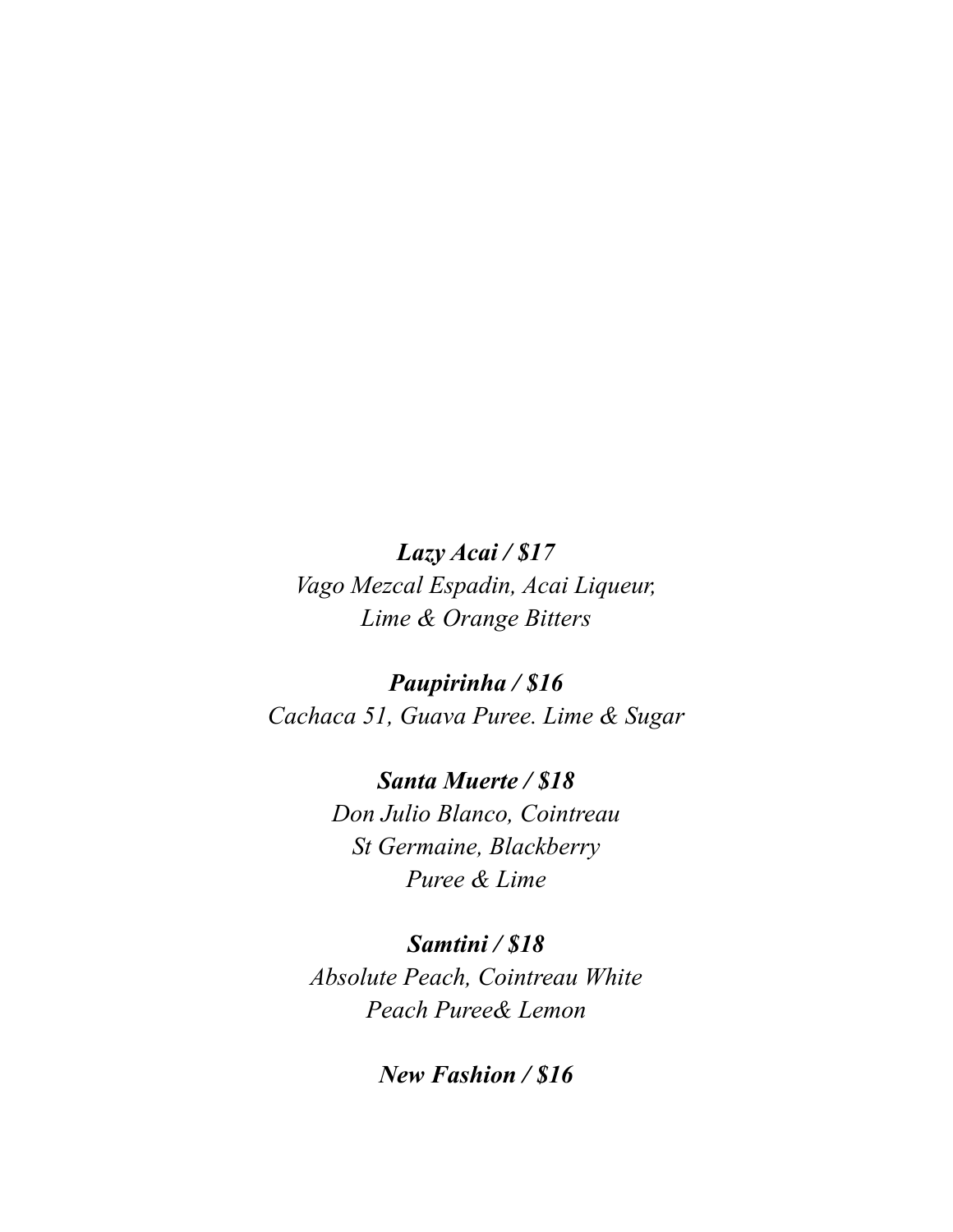***Lazy Acai / $17***

*Vago Mezcal Espadin, Acai Liqueur,*
*Lime & Orange Bitters*

***Paupirinha / $16***

*Cachaca 51, Guava Puree. Lime & Sugar*

***Santa Muerte / $18***

*Don Julio Blanco, Cointreau*
*St Germaine, Blackberry*
*Puree & Lime*

***Samtini / $18***

*Absolute Peach, Cointreau White*
*Peach Puree& Lemon*

***New Fashion / $16***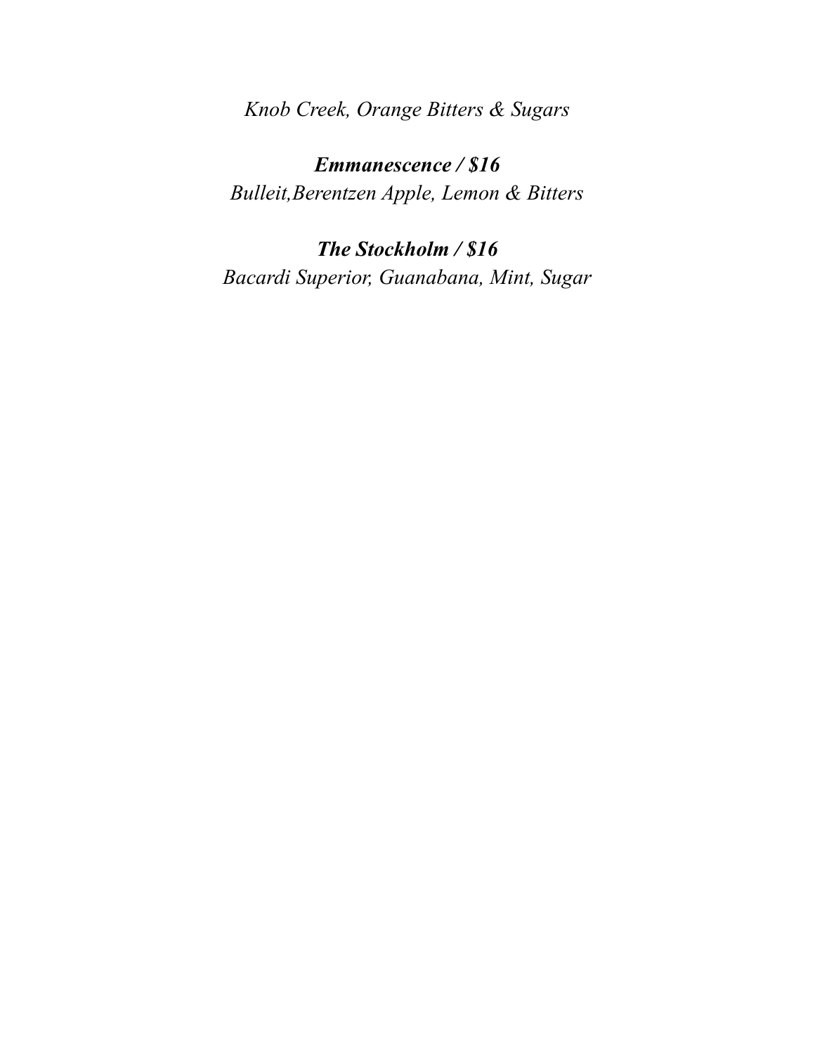*Knob Creek, Orange Bitters & Sugars*

***Emmanescence / $16***
*Bulleit,Berentzen Apple, Lemon & Bitters*

***The Stockholm / $16***
*Bacardi Superior, Guanabana, Mint, Sugar*